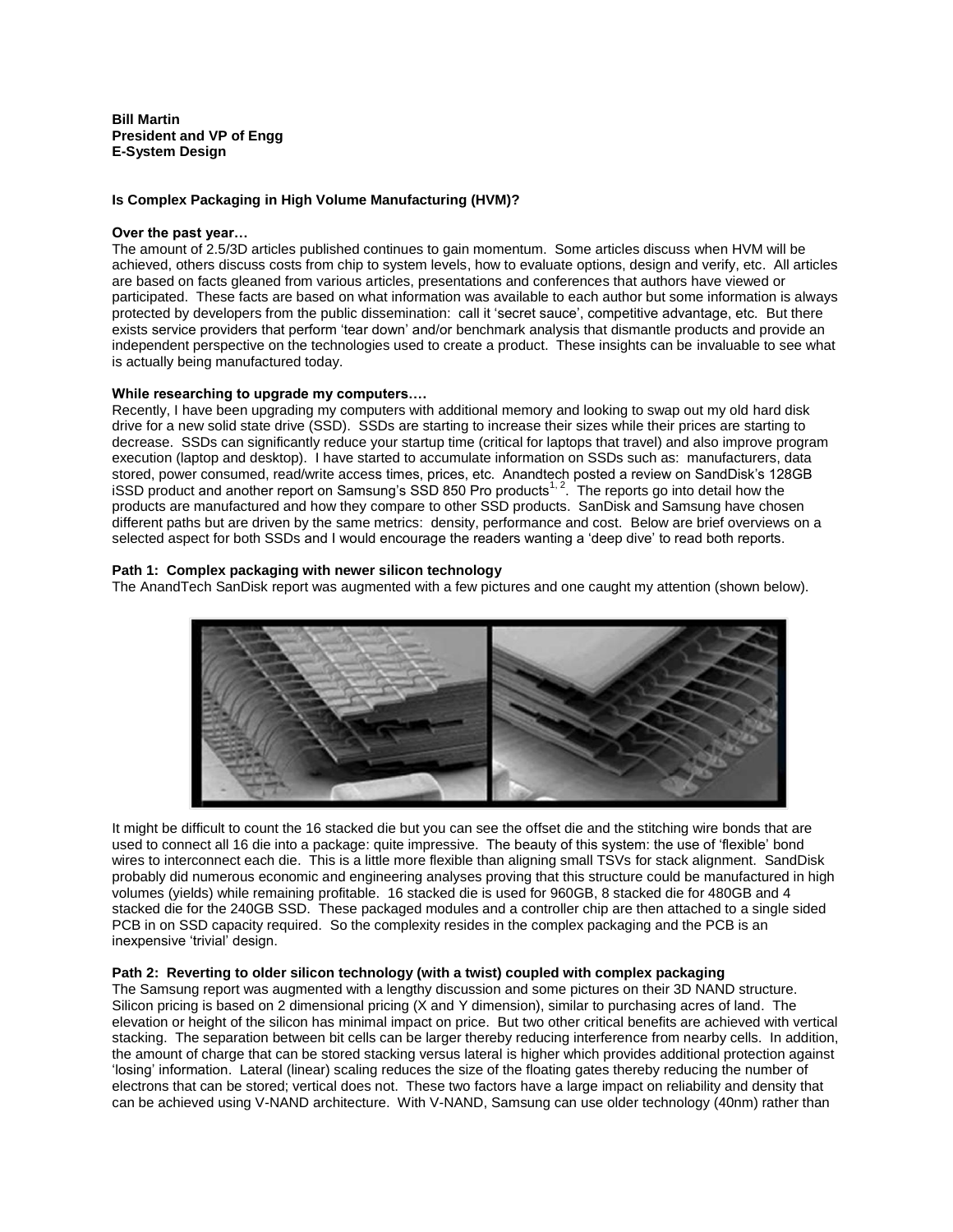**Bill Martin**
**President and VP of Engg**
**E-System Design**

**Is Complex Packaging in High Volume Manufacturing (HVM)?**

**Over the past year…**

The amount of 2.5/3D articles published continues to gain momentum. Some articles discuss when HVM will be achieved, others discuss costs from chip to system levels, how to evaluate options, design and verify, etc. All articles are based on facts gleaned from various articles, presentations and conferences that authors have viewed or participated. These facts are based on what information was available to each author but some information is always protected by developers from the public dissemination: call it 'secret sauce', competitive advantage, etc. But there exists service providers that perform 'tear down' and/or benchmark analysis that dismantle products and provide an independent perspective on the technologies used to create a product. These insights can be invaluable to see what is actually being manufactured today.

**While researching to upgrade my computers….**

Recently, I have been upgrading my computers with additional memory and looking to swap out my old hard disk drive for a new solid state drive (SSD). SSDs are starting to increase their sizes while their prices are starting to decrease. SSDs can significantly reduce your startup time (critical for laptops that travel) and also improve program execution (laptop and desktop). I have started to accumulate information on SSDs such as: manufacturers, data stored, power consumed, read/write access times, prices, etc. Anandtech posted a review on SandDisk's 128GB iSSD product and another report on Samsung's SSD 850 Pro products[1, 2]. The reports go into detail how the products are manufactured and how they compare to other SSD products. SanDisk and Samsung have chosen different paths but are driven by the same metrics: density, performance and cost. Below are brief overviews on a selected aspect for both SSDs and I would encourage the readers wanting a 'deep dive' to read both reports.

**Path 1: Complex packaging with newer silicon technology**

The AnandTech SanDisk report was augmented with a few pictures and one caught my attention (shown below).

It might be difficult to count the 16 stacked die but you can see the offset die and the stitching wire bonds that are used to connect all 16 die into a package: quite impressive. The beauty of this system: the use of 'flexible' bond wires to interconnect each die. This is a little more flexible than aligning small TSVs for stack alignment. SandDisk probably did numerous economic and engineering analyses proving that this structure could be manufactured in high volumes (yields) while remaining profitable. 16 stacked die is used for 960GB, 8 stacked die for 480GB and 4 stacked die for the 240GB SSD. These packaged modules and a controller chip are then attached to a single sided PCB in on SSD capacity required. So the complexity resides in the complex packaging and the PCB is an inexpensive 'trivial' design.

**Path 2: Reverting to older silicon technology (with a twist) coupled with complex packaging**

The Samsung report was augmented with a lengthy discussion and some pictures on their 3D NAND structure. Silicon pricing is based on 2 dimensional pricing (X and Y dimension), similar to purchasing acres of land. The elevation or height of the silicon has minimal impact on price. But two other critical benefits are achieved with vertical stacking. The separation between bit cells can be larger thereby reducing interference from nearby cells. In addition, the amount of charge that can be stored stacking versus lateral is higher which provides additional protection against 'losing' information. Lateral (linear) scaling reduces the size of the floating gates thereby reducing the number of electrons that can be stored; vertical does not. These two factors have a large impact on reliability and density that can be achieved using V-NAND architecture. With V-NAND, Samsung can use older technology (40nm) rather than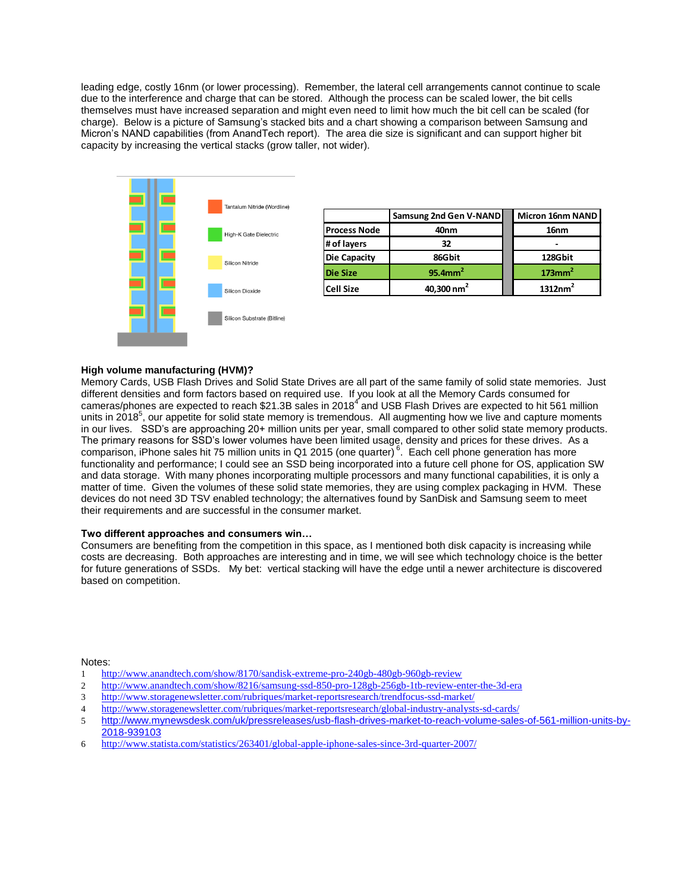leading edge, costly 16nm (or lower processing). Remember, the lateral cell arrangements cannot continue to scale due to the interference and charge that can be stored. Although the process can be scaled lower, the bit cells themselves must have increased separation and might even need to limit how much the bit cell can be scaled (for charge). Below is a picture of Samsung's stacked bits and a chart showing a comparison between Samsung and Micron's NAND capabilities (from AnandTech report). The area die size is significant and can support higher bit capacity by increasing the vertical stacks (grow taller, not wider).

Tantalum Nitride (Wordline)

High-K Gate Dielectric

Silicon Nitride

Silicon Dioxide

Silicon Substrate (Bitline)

| | Samsung 2nd Gen V-NAND | Micron 16nm NAND |
|---|---|---|
| Process Node | 40nm | 16nm |
| # of layers | 32 | - |
| Die Capacity | 86Gbit | 128Gbit |
| Die Size | 95.4mm$^2$ | 173mm$^2$ |
| Cell Size | 40,300 nm$^2$ | 1312nm$^2$ |

**High volume manufacturing (HVM)?**

Memory Cards, USB Flash Drives and Solid State Drives are all part of the same family of solid state memories. Just different densities and form factors based on required use. If you look at all the Memory Cards consumed for cameras/phones are expected to reach $21.3B sales in 2018[4] and USB Flash Drives are expected to hit 561 million units in 2018[5], our appetite for solid state memory is tremendous. All augmenting how we live and capture moments in our lives. SSD's are approaching 20+ million units per year, small compared to other solid state memory products. The primary reasons for SSD's lower volumes have been limited usage, density and prices for these drives. As a comparison, iPhone sales hit 75 million units in Q1 2015 (one quarter)[6]. Each cell phone generation has more functionality and performance; I could see an SSD being incorporated into a future cell phone for OS, application SW and data storage. With many phones incorporating multiple processors and many functional capabilities, it is only a matter of time. Given the volumes of these solid state memories, they are using complex packaging in HVM. These devices do not need 3D TSV enabled technology; the alternatives found by SanDisk and Samsung seem to meet their requirements and are successful in the consumer market.

**Two different approaches and consumers win…**

Consumers are benefiting from the competition in this space, as I mentioned both disk capacity is increasing while costs are decreasing. Both approaches are interesting and in time, we will see which technology choice is the better for future generations of SSDs. My bet: vertical stacking will have the edge until a newer architecture is discovered based on competition.

Notes:

1 http://www.anandtech.com/show/8170/sandisk-extreme-pro-240gb-480gb-960gb-review
2 http://www.anandtech.com/show/8216/samsung-ssd-850-pro-128gb-256gb-1tb-review-enter-the-3d-era
3 http://www.storagenewsletter.com/rubriques/market-reportsresearch/trendfocus-ssd-market/
4 http://www.storagenewsletter.com/rubriques/market-reportsresearch/global-industry-analysts-sd-cards/
5 http://www.mynewsdesk.com/uk/pressreleases/usb-flash-drives-market-to-reach-volume-sales-of-561-million-units-by-2018-939103
6 http://www.statista.com/statistics/263401/global-apple-iphone-sales-since-3rd-quarter-2007/